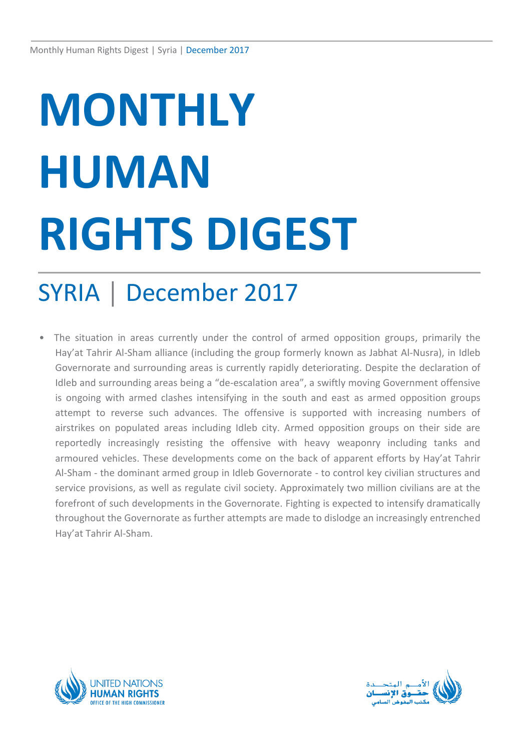# MONTHLY HUMAN RIGHTS DIGEST

## SYRIA | December 2017

- The situation in areas currently under the control of armed opposition groups, primarily the Hay'at Tahrir Al-Sham alliance (including the group formerly known as Jabhat Al-Nusra), in Idleb Governorate and surrounding areas is currently rapidly deteriorating. Despite the declaration of Idleb and surrounding areas being a "de-escalation area", a swiftly moving Government offensive is ongoing with armed clashes intensifying in the south and east as armed opposition groups attempt to reverse such advances. The offensive is supported with increasing numbers of airstrikes on populated areas including Idleb city. Armed opposition groups on their side are reportedly increasingly resisting the offensive with heavy weaponry including tanks and armoured vehicles. These developments come on the back of apparent efforts by Hay'at Tahrir Al-Sham - the dominant armed group in Idleb Governorate - to control key civilian structures and service provisions, as well as regulate civil society. Approximately two million civilians are at the forefront of such developments in the Governorate. Fighting is expected to intensify dramatically throughout the Governorate as further attempts are made to dislodge an increasingly entrenched Hay'at Tahrir Al-Sham.

UNITED NATIONS HUMAN RIGHTS OFFICE OF THE HIGH COMMISSIONER

الأمم المتحدة حقوق الإنسان مكتب المفوض السامي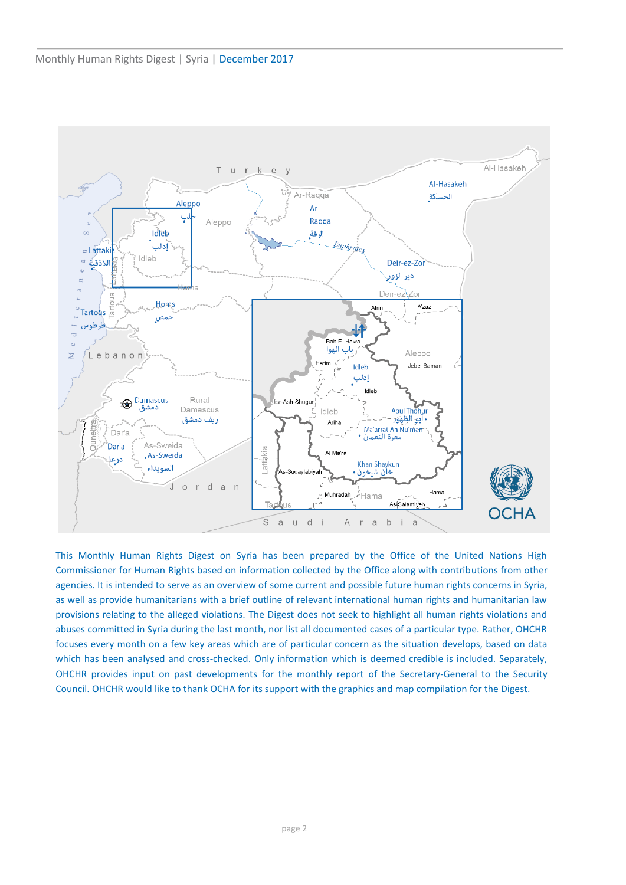This Monthly Human Rights Digest on Syria has been prepared by the Office of the United Nations High Commissioner for Human Rights based on information collected by the Office along with contributions from other agencies. It is intended to serve as an overview of some current and possible future human rights concerns in Syria, as well as provide humanitarians with a brief outline of relevant international human rights and humanitarian law provisions relating to the alleged violations. The Digest does not seek to highlight all human rights violations and abuses committed in Syria during the last month, nor list all documented cases of a particular type. Rather, OHCHR focuses every month on a few key areas which are of particular concern as the situation develops, based on data which has been analysed and cross-checked. Only information which is deemed credible is included. Separately, OHCHR provides input on past developments for the monthly report of the Secretary-General to the Security Council. OHCHR would like to thank OCHA for its support with the graphics and map compilation for the Digest.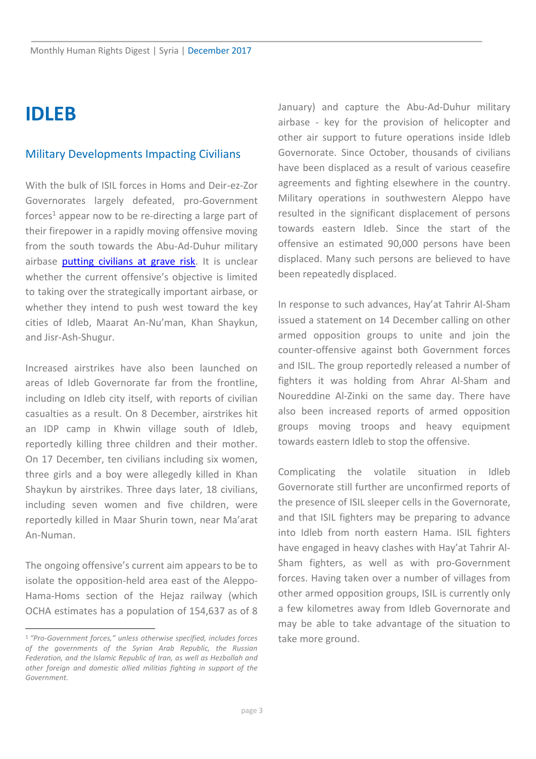# IDLEB

## Military Developments Impacting Civilians

With the bulk of ISIL forces in Homs and Deir-ez-Zor Governorates largely defeated, pro-Government forces[1] appear now to be re-directing a large part of their firepower in a rapidly moving offensive moving from the south towards the Abu-Ad-Duhur military airbase putting civilians at grave risk. It is unclear whether the current offensive's objective is limited to taking over the strategically important airbase, or whether they intend to push west toward the key cities of Idleb, Maarat An-Nu'man, Khan Shaykun, and Jisr-Ash-Shugur.

Increased airstrikes have also been launched on areas of Idleb Governorate far from the frontline, including on Idleb city itself, with reports of civilian casualties as a result. On 8 December, airstrikes hit an IDP camp in Khwin village south of Idleb, reportedly killing three children and their mother. On 17 December, ten civilians including six women, three girls and a boy were allegedly killed in Khan Shaykun by airstrikes. Three days later, 18 civilians, including seven women and five children, were reportedly killed in Maar Shurin town, near Ma'arat An-Numan.

The ongoing offensive's current aim appears to be to isolate the opposition-held area east of the Aleppo-Hama-Homs section of the Hejaz railway (which OCHA estimates has a population of 154,637 as of 8 January) and capture the Abu-Ad-Duhur military airbase - key for the provision of helicopter and other air support to future operations inside Idleb Governorate. Since October, thousands of civilians have been displaced as a result of various ceasefire agreements and fighting elsewhere in the country. Military operations in southwestern Aleppo have resulted in the significant displacement of persons towards eastern Idleb. Since the start of the offensive an estimated 90,000 persons have been displaced. Many such persons are believed to have been repeatedly displaced.

In response to such advances, Hay'at Tahrir Al-Sham issued a statement on 14 December calling on other armed opposition groups to unite and join the counter-offensive against both Government forces and ISIL. The group reportedly released a number of fighters it was holding from Ahrar Al-Sham and Noureddine Al-Zinki on the same day. There have also been increased reports of armed opposition groups moving troops and heavy equipment towards eastern Idleb to stop the offensive.

Complicating the volatile situation in Idleb Governorate still further are unconfirmed reports of the presence of ISIL sleeper cells in the Governorate, and that ISIL fighters may be preparing to advance into Idleb from north eastern Hama. ISIL fighters have engaged in heavy clashes with Hay'at Tahrir Al-Sham fighters, as well as with pro-Government forces. Having taken over a number of villages from other armed opposition groups, ISIL is currently only a few kilometres away from Idleb Governorate and may be able to take advantage of the situation to take more ground.

---

[1] *"Pro-Government forces," unless otherwise specified, includes forces of the governments of the Syrian Arab Republic, the Russian Federation, and the Islamic Republic of Iran, as well as Hezbollah and other foreign and domestic allied militias fighting in support of the Government.*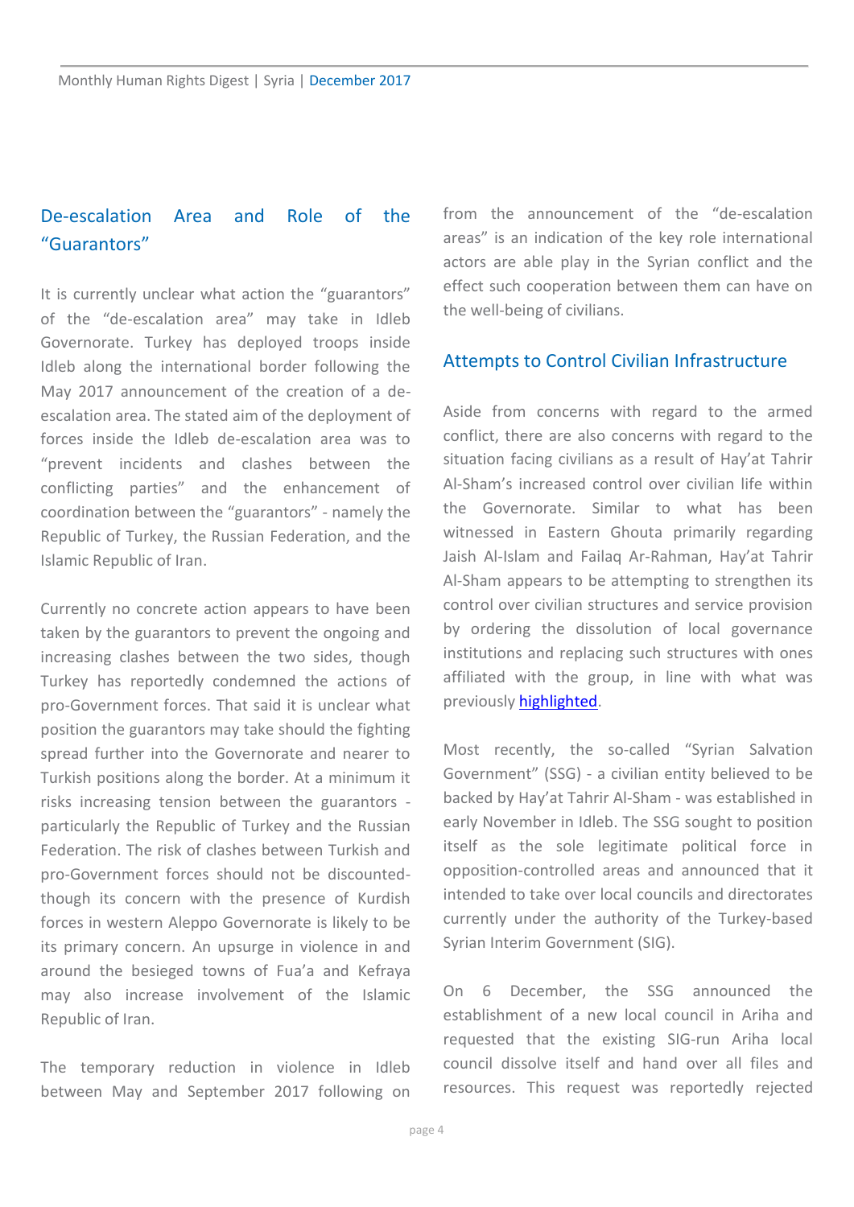## De-escalation Area and Role of the "Guarantors"

It is currently unclear what action the "guarantors" of the "de-escalation area" may take in Idleb Governorate. Turkey has deployed troops inside Idleb along the international border following the May 2017 announcement of the creation of a de-escalation area. The stated aim of the deployment of forces inside the Idleb de-escalation area was to "prevent incidents and clashes between the conflicting parties" and the enhancement of coordination between the "guarantors" - namely the Republic of Turkey, the Russian Federation, and the Islamic Republic of Iran.

Currently no concrete action appears to have been taken by the guarantors to prevent the ongoing and increasing clashes between the two sides, though Turkey has reportedly condemned the actions of pro-Government forces. That said it is unclear what position the guarantors may take should the fighting spread further into the Governorate and nearer to Turkish positions along the border. At a minimum it risks increasing tension between the guarantors - particularly the Republic of Turkey and the Russian Federation. The risk of clashes between Turkish and pro-Government forces should not be discounted- though its concern with the presence of Kurdish forces in western Aleppo Governorate is likely to be its primary concern. An upsurge in violence in and around the besieged towns of Fua'a and Kefraya may also increase involvement of the Islamic Republic of Iran.

The temporary reduction in violence in Idleb between May and September 2017 following on from the announcement of the "de-escalation areas" is an indication of the key role international actors are able play in the Syrian conflict and the effect such cooperation between them can have on the well-being of civilians.

## Attempts to Control Civilian Infrastructure

Aside from concerns with regard to the armed conflict, there are also concerns with regard to the situation facing civilians as a result of Hay'at Tahrir Al-Sham's increased control over civilian life within the Governorate. Similar to what has been witnessed in Eastern Ghouta primarily regarding Jaish Al-Islam and Failaq Ar-Rahman, Hay'at Tahrir Al-Sham appears to be attempting to strengthen its control over civilian structures and service provision by ordering the dissolution of local governance institutions and replacing such structures with ones affiliated with the group, in line with what was previously highlighted.

Most recently, the so-called "Syrian Salvation Government" (SSG) - a civilian entity believed to be backed by Hay'at Tahrir Al-Sham - was established in early November in Idleb. The SSG sought to position itself as the sole legitimate political force in opposition-controlled areas and announced that it intended to take over local councils and directorates currently under the authority of the Turkey-based Syrian Interim Government (SIG).

On 6 December, the SSG announced the establishment of a new local council in Ariha and requested that the existing SIG-run Ariha local council dissolve itself and hand over all files and resources. This request was reportedly rejected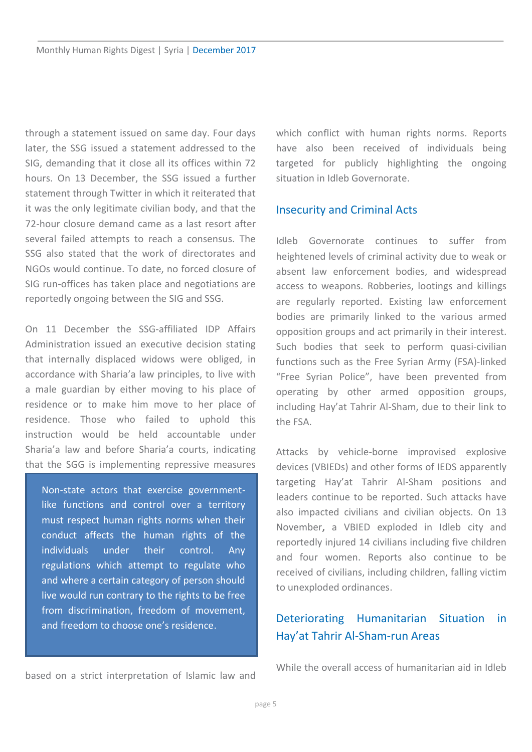through a statement issued on same day. Four days later, the SSG issued a statement addressed to the SIG, demanding that it close all its offices within 72 hours. On 13 December, the SSG issued a further statement through Twitter in which it reiterated that it was the only legitimate civilian body, and that the 72-hour closure demand came as a last resort after several failed attempts to reach a consensus. The SSG also stated that the work of directorates and NGOs would continue. To date, no forced closure of SIG run-offices has taken place and negotiations are reportedly ongoing between the SIG and SSG.

On 11 December the SSG-affiliated IDP Affairs Administration issued an executive decision stating that internally displaced widows were obliged, in accordance with Sharia'a law principles, to live with a male guardian by either moving to his place of residence or to make him move to her place of residence. Those who failed to uphold this instruction would be held accountable under Sharia'a law and before Sharia'a courts, indicating that the SGG is implementing repressive measures based on a strict interpretation of Islamic law and which conflict with human rights norms. Reports have also been received of individuals being targeted for publicly highlighting the ongoing situation in Idleb Governorate.

> Non-state actors that exercise government-like functions and control over a territory must respect human rights norms when their conduct affects the human rights of the individuals under their control. Any regulations which attempt to regulate who and where a certain category of person should live would run contrary to the rights to be free from discrimination, freedom of movement, and freedom to choose one's residence.

## Insecurity and Criminal Acts

Idleb Governorate continues to suffer from heightened levels of criminal activity due to weak or absent law enforcement bodies, and widespread access to weapons. Robberies, lootings and killings are regularly reported. Existing law enforcement bodies are primarily linked to the various armed opposition groups and act primarily in their interest. Such bodies that seek to perform quasi-civilian functions such as the Free Syrian Army (FSA)-linked "Free Syrian Police", have been prevented from operating by other armed opposition groups, including Hay'at Tahrir Al-Sham, due to their link to the FSA.

Attacks by vehicle-borne improvised explosive devices (VBIEDs) and other forms of IEDS apparently targeting Hay'at Tahrir Al-Sham positions and leaders continue to be reported. Such attacks have also impacted civilians and civilian objects. On 13 November, a VBIED exploded in Idleb city and reportedly injured 14 civilians including five children and four women. Reports also continue to be received of civilians, including children, falling victim to unexploded ordinances.

## Deteriorating Humanitarian Situation in Hay'at Tahrir Al-Sham-run Areas

While the overall access of humanitarian aid in Idleb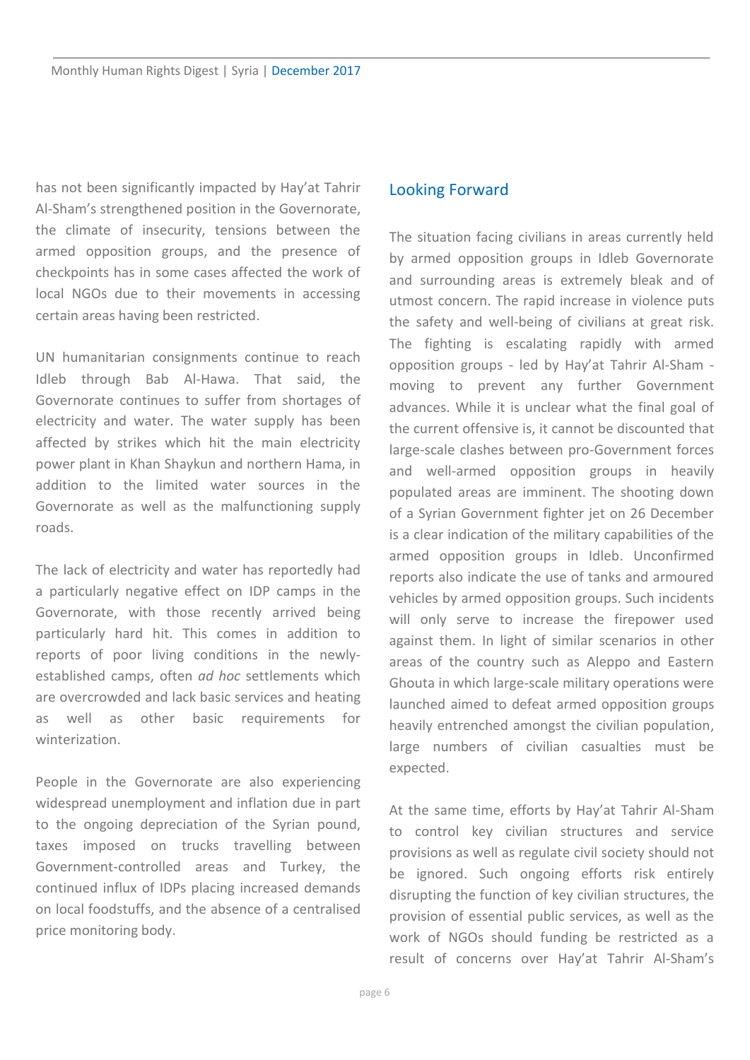has not been significantly impacted by Hay'at Tahrir Al-Sham's strengthened position in the Governorate, the climate of insecurity, tensions between the armed opposition groups, and the presence of checkpoints has in some cases affected the work of local NGOs due to their movements in accessing certain areas having been restricted.

UN humanitarian consignments continue to reach Idleb through Bab Al-Hawa. That said, the Governorate continues to suffer from shortages of electricity and water. The water supply has been affected by strikes which hit the main electricity power plant in Khan Shaykun and northern Hama, in addition to the limited water sources in the Governorate as well as the malfunctioning supply roads.

The lack of electricity and water has reportedly had a particularly negative effect on IDP camps in the Governorate, with those recently arrived being particularly hard hit. This comes in addition to reports of poor living conditions in the newly-established camps, often *ad hoc* settlements which are overcrowded and lack basic services and heating as well as other basic requirements for winterization.

People in the Governorate are also experiencing widespread unemployment and inflation due in part to the ongoing depreciation of the Syrian pound, taxes imposed on trucks travelling between Government-controlled areas and Turkey, the continued influx of IDPs placing increased demands on local foodstuffs, and the absence of a centralised price monitoring body.

## Looking Forward

The situation facing civilians in areas currently held by armed opposition groups in Idleb Governorate and surrounding areas is extremely bleak and of utmost concern. The rapid increase in violence puts the safety and well-being of civilians at great risk. The fighting is escalating rapidly with armed opposition groups - led by Hay'at Tahrir Al-Sham - moving to prevent any further Government advances. While it is unclear what the final goal of the current offensive is, it cannot be discounted that large-scale clashes between pro-Government forces and well-armed opposition groups in heavily populated areas are imminent. The shooting down of a Syrian Government fighter jet on 26 December is a clear indication of the military capabilities of the armed opposition groups in Idleb. Unconfirmed reports also indicate the use of tanks and armoured vehicles by armed opposition groups. Such incidents will only serve to increase the firepower used against them. In light of similar scenarios in other areas of the country such as Aleppo and Eastern Ghouta in which large-scale military operations were launched aimed to defeat armed opposition groups heavily entrenched amongst the civilian population, large numbers of civilian casualties must be expected.

At the same time, efforts by Hay'at Tahrir Al-Sham to control key civilian structures and service provisions as well as regulate civil society should not be ignored. Such ongoing efforts risk entirely disrupting the function of key civilian structures, the provision of essential public services, as well as the work of NGOs should funding be restricted as a result of concerns over Hay'at Tahrir Al-Sham's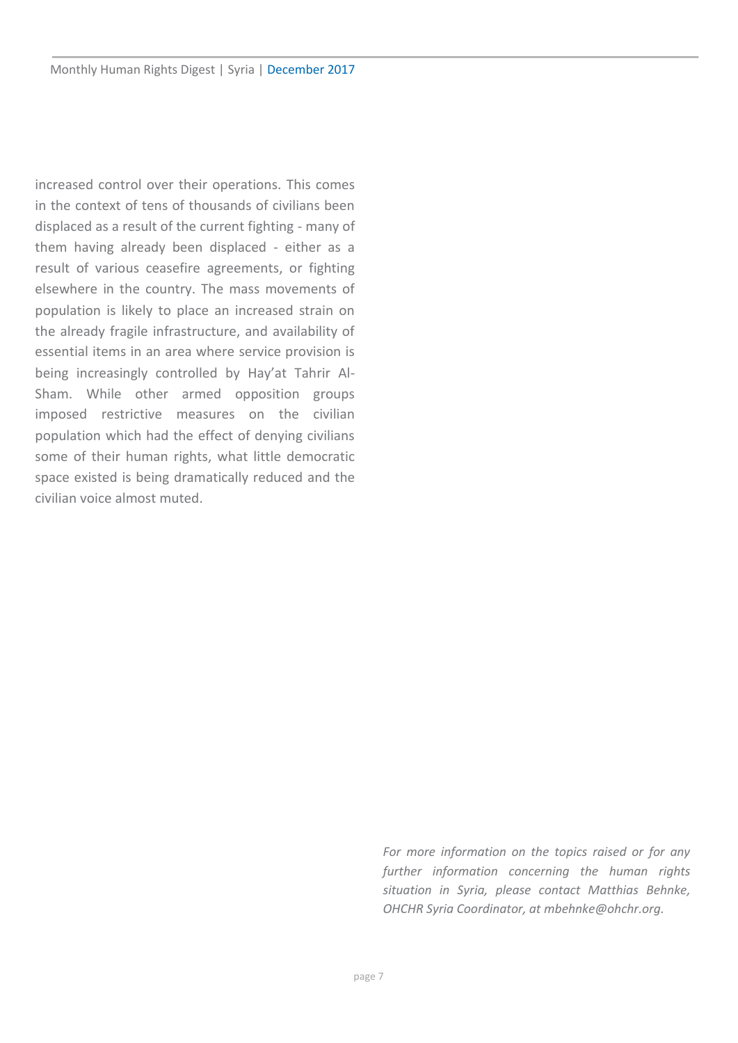increased control over their operations. This comes in the context of tens of thousands of civilians been displaced as a result of the current fighting - many of them having already been displaced - either as a result of various ceasefire agreements, or fighting elsewhere in the country. The mass movements of population is likely to place an increased strain on the already fragile infrastructure, and availability of essential items in an area where service provision is being increasingly controlled by Hay'at Tahrir Al-Sham. While other armed opposition groups imposed restrictive measures on the civilian population which had the effect of denying civilians some of their human rights, what little democratic space existed is being dramatically reduced and the civilian voice almost muted.

*For more information on the topics raised or for any further information concerning the human rights situation in Syria, please contact Matthias Behnke, OHCHR Syria Coordinator, at mbehnke@ohchr.org.*